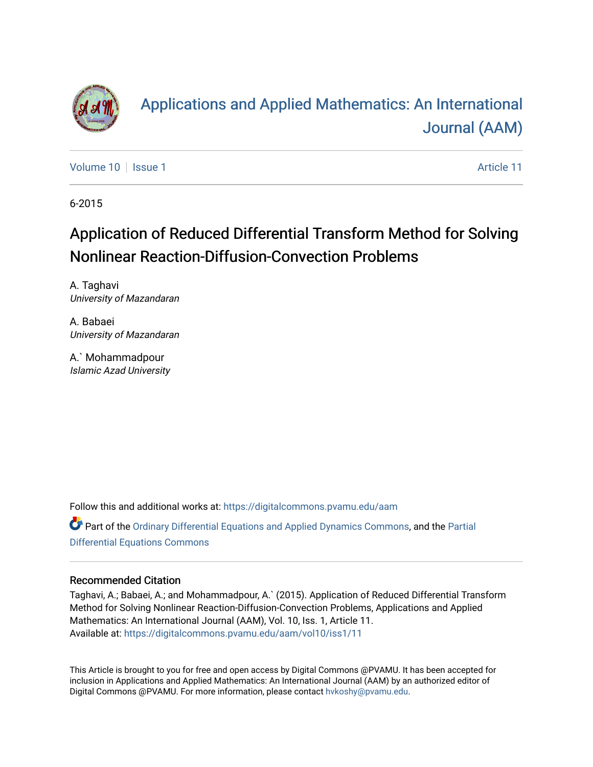# Applications and Applied Mathematics: An International Journal (AAM)

Volume 10 | Issue 1 | Article 11

6-2015

## Application of Reduced Differential Transform Method for Solving Nonlinear Reaction-Diffusion-Convection Problems

A. Taghavi
*University of Mazandaran*

A. Babaei
*University of Mazandaran*

A.` Mohammadpour
*Islamic Azad University*

Follow this and additional works at: https://digitalcommons.pvamu.edu/aam

Part of the Ordinary Differential Equations and Applied Dynamics Commons, and the Partial Differential Equations Commons

### Recommended Citation

Taghavi, A.; Babaei, A.; and Mohammadpour, A.` (2015). Application of Reduced Differential Transform Method for Solving Nonlinear Reaction-Diffusion-Convection Problems, Applications and Applied Mathematics: An International Journal (AAM), Vol. 10, Iss. 1, Article 11.
Available at: https://digitalcommons.pvamu.edu/aam/vol10/iss1/11

This Article is brought to you for free and open access by Digital Commons @PVAMU. It has been accepted for inclusion in Applications and Applied Mathematics: An International Journal (AAM) by an authorized editor of Digital Commons @PVAMU. For more information, please contact hvkoshy@pvamu.edu.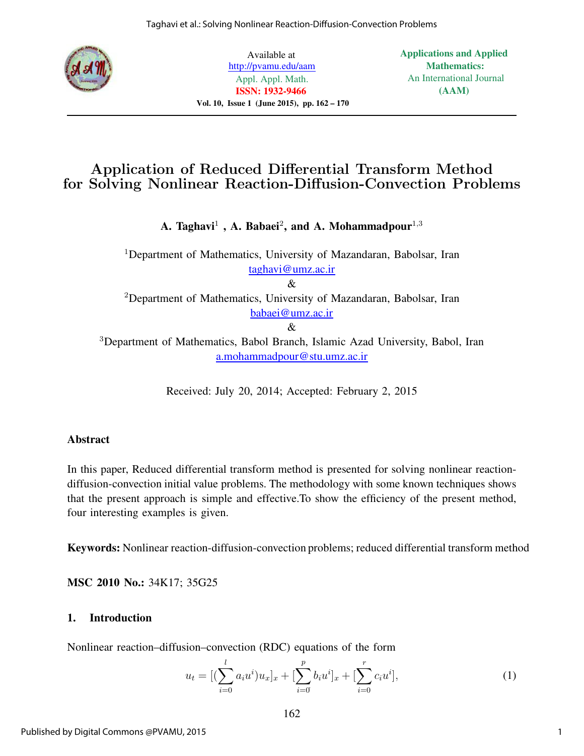# Application of Reduced Differential Transform Method for Solving Nonlinear Reaction-Diffusion-Convection Problems

**A. Taghavi[1] , A. Babaei[2], and A. Mohammadpour[1,3]**

[1]Department of Mathematics, University of Mazandaran, Babolsar, Iran
taghavi@umz.ac.ir

&

[2]Department of Mathematics, University of Mazandaran, Babolsar, Iran
babaei@umz.ac.ir

&

[3]Department of Mathematics, Babol Branch, Islamic Azad University, Babol, Iran
a.mohammadpour@stu.umz.ac.ir

Received: July 20, 2014; Accepted: February 2, 2015

### Abstract

In this paper, Reduced differential transform method is presented for solving nonlinear reaction-diffusion-convection initial value problems. The methodology with some known techniques shows that the present approach is simple and effective.To show the efficiency of the present method, four interesting examples is given.

**Keywords:** Nonlinear reaction-diffusion-convection problems; reduced differential transform method

**MSC 2010 No.:** 34K17; 35G25

## 1. Introduction

Nonlinear reaction–diffusion–convection (RDC) equations of the form

$$u_t = [(\sum_{i=0}^{l} a_i u^i) u_x]_x + [\sum_{i=0}^{p} b_i u^i]_x + [\sum_{i=0}^{r} c_i u^i], \tag{1}$$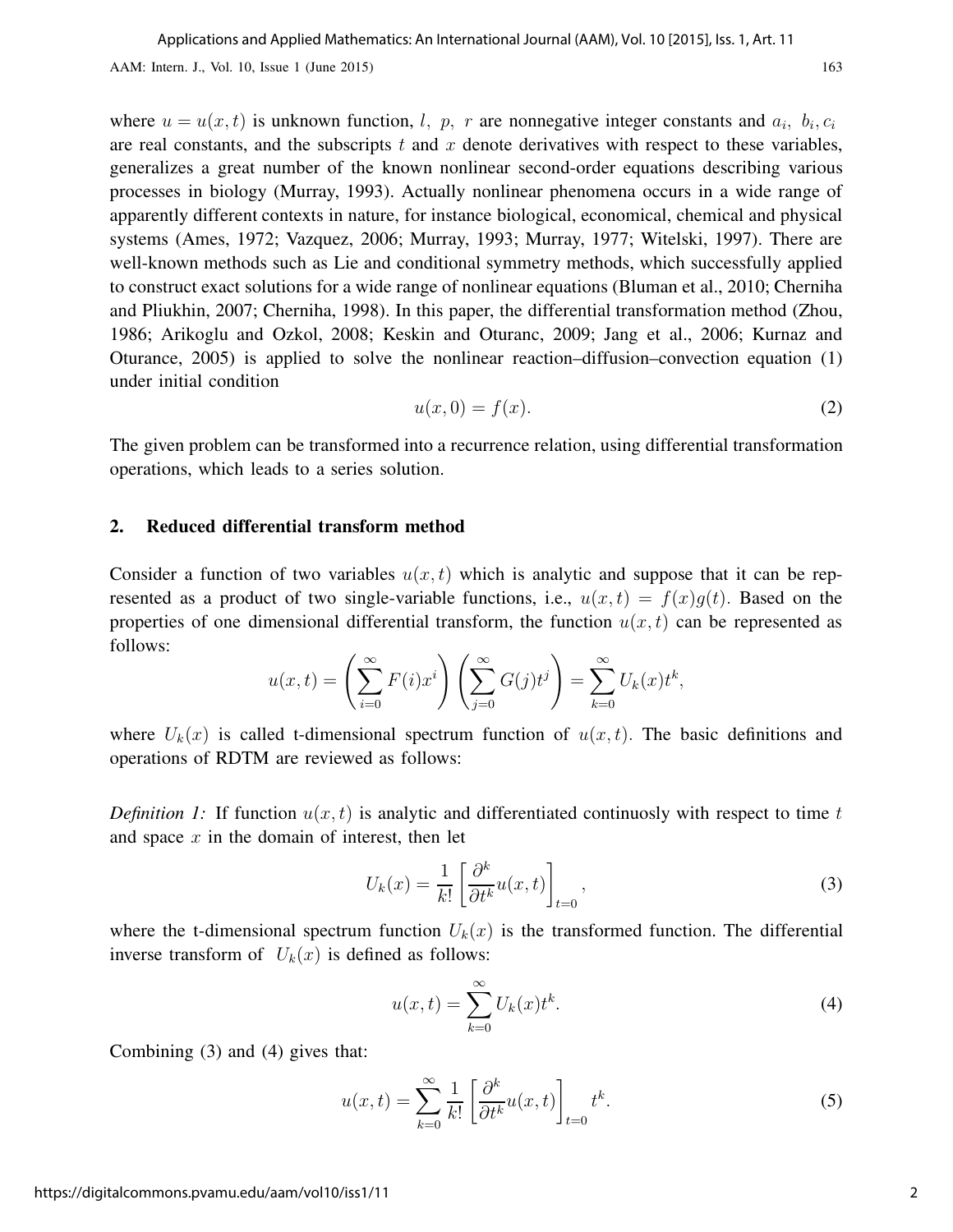where $u = u(x,t)$ is unknown function, $l,\ p,\ r$ are nonnegative integer constants and $a_i,\ b_i, c_i$ are real constants, and the subscripts $t$ and $x$ denote derivatives with respect to these variables, generalizes a great number of the known nonlinear second-order equations describing various processes in biology (Murray, 1993). Actually nonlinear phenomena occurs in a wide range of apparently different contexts in nature, for instance biological, economical, chemical and physical systems (Ames, 1972; Vazquez, 2006; Murray, 1993; Murray, 1977; Witelski, 1997). There are well-known methods such as Lie and conditional symmetry methods, which successfully applied to construct exact solutions for a wide range of nonlinear equations (Bluman et al., 2010; Cherniha and Pliukhin, 2007; Cherniha, 1998). In this paper, the differential transformation method (Zhou, 1986; Arikoglu and Ozkol, 2008; Keskin and Oturanc, 2009; Jang et al., 2006; Kurnaz and Oturance, 2005) is applied to solve the nonlinear reaction–diffusion–convection equation (1) under initial condition

$$u(x,0) = f(x). \tag{2}$$

The given problem can be transformed into a recurrence relation, using differential transformation operations, which leads to a series solution.

## 2. Reduced differential transform method

Consider a function of two variables $u(x,t)$ which is analytic and suppose that it can be represented as a product of two single-variable functions, i.e., $u(x,t) = f(x)g(t)$. Based on the properties of one dimensional differential transform, the function $u(x,t)$ can be represented as follows:

$$u(x,t) = \left(\sum_{i=0}^{\infty} F(i)x^i\right)\left(\sum_{j=0}^{\infty} G(j)t^j\right) = \sum_{k=0}^{\infty} U_k(x)t^k,$$

where $U_k(x)$ is called t-dimensional spectrum function of $u(x,t)$. The basic definitions and operations of RDTM are reviewed as follows:

*Definition 1:* If function $u(x,t)$ is analytic and differentiated continuosly with respect to time $t$ and space $x$ in the domain of interest, then let

$$U_k(x) = \frac{1}{k!}\left[\frac{\partial^k}{\partial t^k}u(x,t)\right]_{t=0}, \tag{3}$$

where the t-dimensional spectrum function $U_k(x)$ is the transformed function. The differential inverse transform of $U_k(x)$ is defined as follows:

$$u(x,t) = \sum_{k=0}^{\infty} U_k(x)t^k. \tag{4}$$

Combining (3) and (4) gives that:

$$u(x,t) = \sum_{k=0}^{\infty} \frac{1}{k!}\left[\frac{\partial^k}{\partial t^k}u(x,t)\right]_{t=0} t^k. \tag{5}$$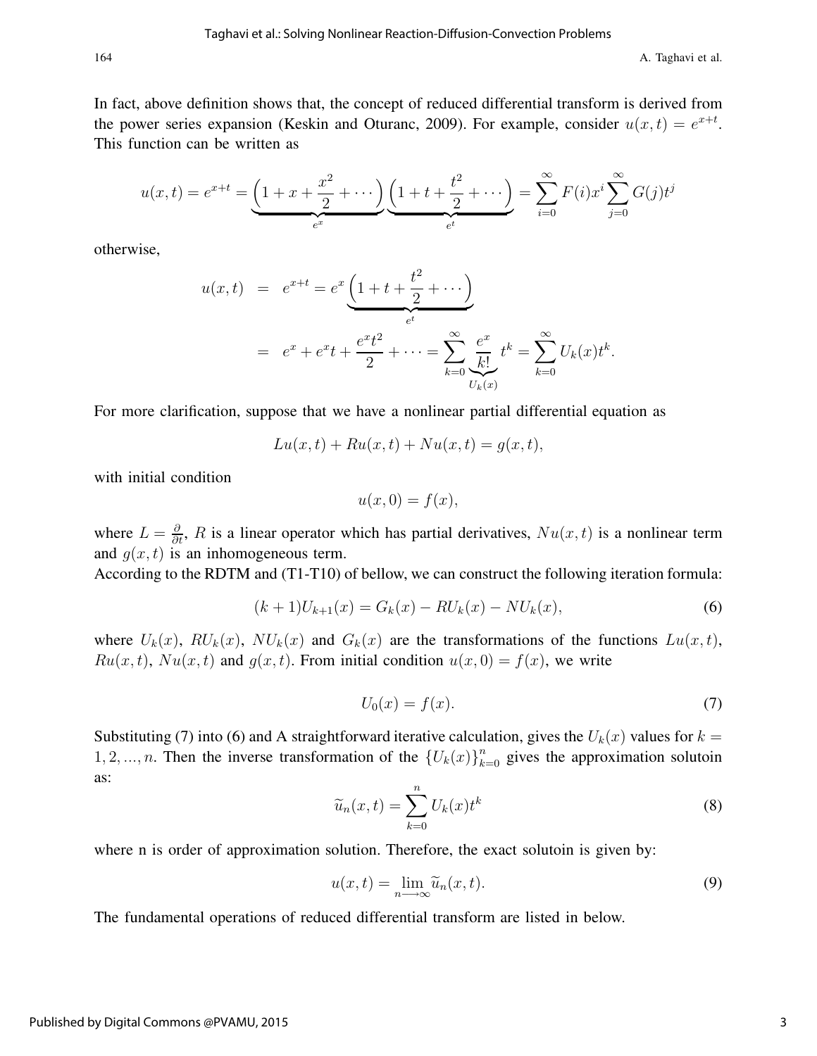In fact, above definition shows that, the concept of reduced differential transform is derived from the power series expansion (Keskin and Oturanc, 2009). For example, consider $u(x,t) = e^{x+t}$. This function can be written as

$$u(x,t) = e^{x+t} = \underbrace{\left(1 + x + \frac{x^2}{2} + \cdots\right)}_{e^x} \underbrace{\left(1 + t + \frac{t^2}{2} + \cdots\right)}_{e^t} = \sum_{i=0}^{\infty} F(i)x^i \sum_{j=0}^{\infty} G(j)t^j$$

otherwise,

$$\begin{aligned} u(x,t) &= e^{x+t} = e^x \underbrace{\left(1 + t + \frac{t^2}{2} + \cdots\right)}_{e^t} \\ &= e^x + e^x t + \frac{e^x t^2}{2} + \cdots = \sum_{k=0}^{\infty} \underbrace{\frac{e^x}{k!}}_{U_k(x)} t^k = \sum_{k=0}^{\infty} U_k(x) t^k. \end{aligned}$$

For more clarification, suppose that we have a nonlinear partial differential equation as

$$Lu(x,t) + Ru(x,t) + Nu(x,t) = g(x,t),$$

with initial condition

$$u(x,0) = f(x),$$

where $L = \frac{\partial}{\partial t}$, $R$ is a linear operator which has partial derivatives, $Nu(x,t)$ is a nonlinear term and $g(x,t)$ is an inhomogeneous term.

According to the RDTM and (T1-T10) of bellow, we can construct the following iteration formula:

$$(k+1)U_{k+1}(x) = G_k(x) - RU_k(x) - NU_k(x), \tag{6}$$

where $U_k(x)$, $RU_k(x)$, $NU_k(x)$ and $G_k(x)$ are the transformations of the functions $Lu(x,t)$, $Ru(x,t)$, $Nu(x,t)$ and $g(x,t)$. From initial condition $u(x,0) = f(x)$, we write

$$U_0(x) = f(x). \tag{7}$$

Substituting (7) into (6) and A straightforward iterative calculation, gives the $U_k(x)$ values for $k = 1, 2, ..., n$. Then the inverse transformation of the $\{U_k(x)\}_{k=0}^{n}$ gives the approximation solutoin as:

$$\widetilde{u}_n(x,t) = \sum_{k=0}^{n} U_k(x) t^k \tag{8}$$

where n is order of approximation solution. Therefore, the exact solutoin is given by:

$$u(x,t) = \lim_{n \longrightarrow \infty} \widetilde{u}_n(x,t). \tag{9}$$

The fundamental operations of reduced differential transform are listed in below.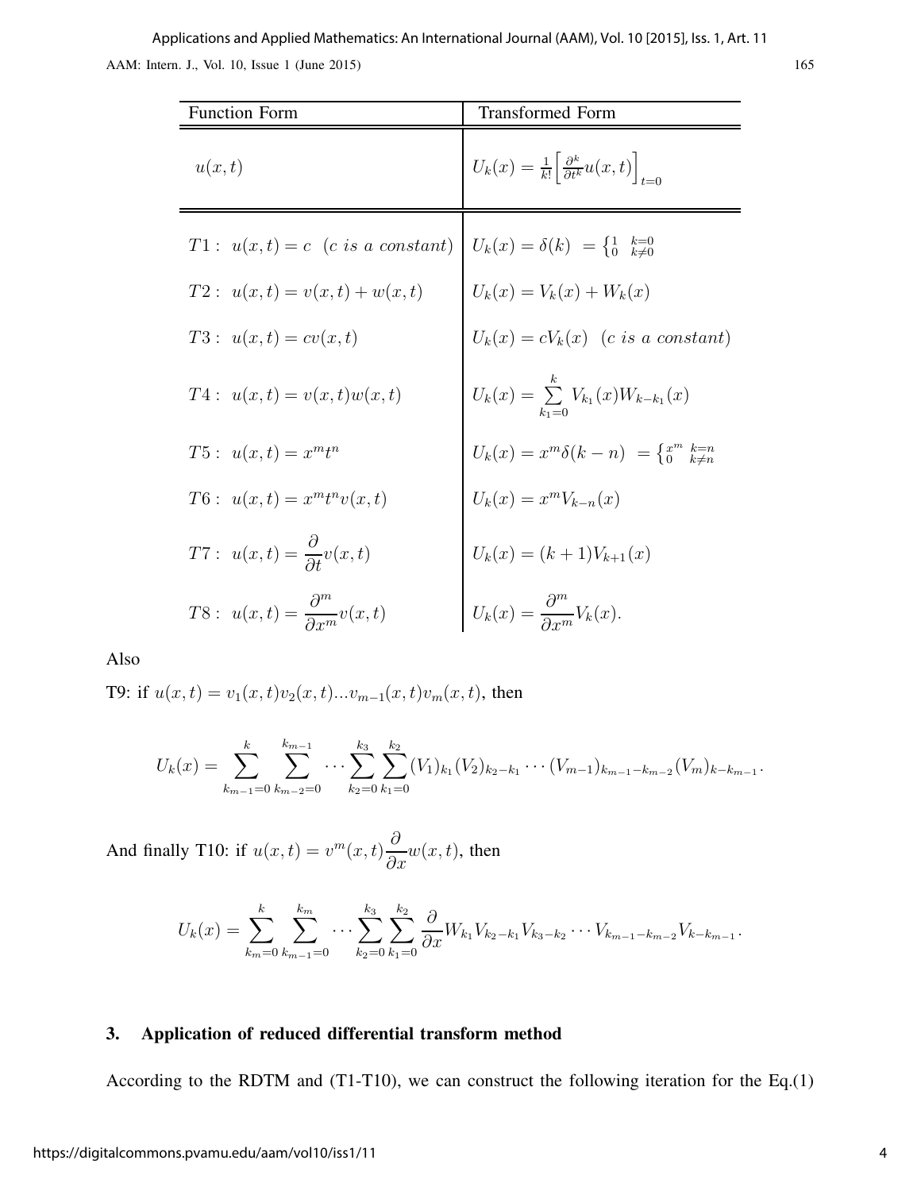| Function Form | Transformed Form |
|---|---|
| $u(x,t)$ | $U_k(x) = \frac{1}{k!}\left[\frac{\partial^k}{\partial t^k}u(x,t)\right]_{t=0}$ |
| $T1:\ u(x,t) = c\ \ (c\ is\ a\ constant)$ | $U_k(x) = \delta(k)\ = \begin{cases} 1 & k=0 \\ 0 & k\neq 0 \end{cases}$ |
| $T2:\ u(x,t) = v(x,t) + w(x,t)$ | $U_k(x) = V_k(x) + W_k(x)$ |
| $T3:\ u(x,t) = cv(x,t)$ | $U_k(x) = cV_k(x)\ \ (c\ is\ a\ constant)$ |
| $T4:\ u(x,t) = v(x,t)w(x,t)$ | $U_k(x) = \sum\limits_{k_1=0}^{k} V_{k_1}(x)W_{k-k_1}(x)$ |
| $T5:\ u(x,t) = x^m t^n$ | $U_k(x) = x^m\delta(k-n)\ = \begin{cases} x^m & k=n \\ 0 & k\neq n \end{cases}$ |
| $T6:\ u(x,t) = x^m t^n v(x,t)$ | $U_k(x) = x^m V_{k-n}(x)$ |
| $T7:\ u(x,t) = \dfrac{\partial}{\partial t}v(x,t)$ | $U_k(x) = (k+1)V_{k+1}(x)$ |
| $T8:\ u(x,t) = \dfrac{\partial^m}{\partial x^m}v(x,t)$ | $U_k(x) = \dfrac{\partial^m}{\partial x^m}V_k(x).$ |

Also

T9: if $u(x,t) = v_1(x,t)v_2(x,t)...v_{m-1}(x,t)v_m(x,t)$, then

$$U_k(x) = \sum_{k_{m-1}=0}^{k}\sum_{k_{m-2}=0}^{k_{m-1}}\cdots\sum_{k_2=0}^{k_3}\sum_{k_1=0}^{k_2}(V_1)_{k_1}(V_2)_{k_2-k_1}\cdots(V_{m-1})_{k_{m-1}-k_{m-2}}(V_m)_{k-k_{m-1}}.$$

And finally T10: if $u(x,t) = v^m(x,t)\dfrac{\partial}{\partial x}w(x,t)$, then

$$U_k(x) = \sum_{k_m=0}^{k}\sum_{k_{m-1}=0}^{k_m}\cdots\sum_{k_2=0}^{k_3}\sum_{k_1=0}^{k_2}\frac{\partial}{\partial x}W_{k_1}V_{k_2-k_1}V_{k_3-k_2}\cdots V_{k_{m-1}-k_{m-2}}V_{k-k_{m-1}}.$$

## 3. Application of reduced differential transform method

According to the RDTM and (T1-T10), we can construct the following iteration for the Eq.(1)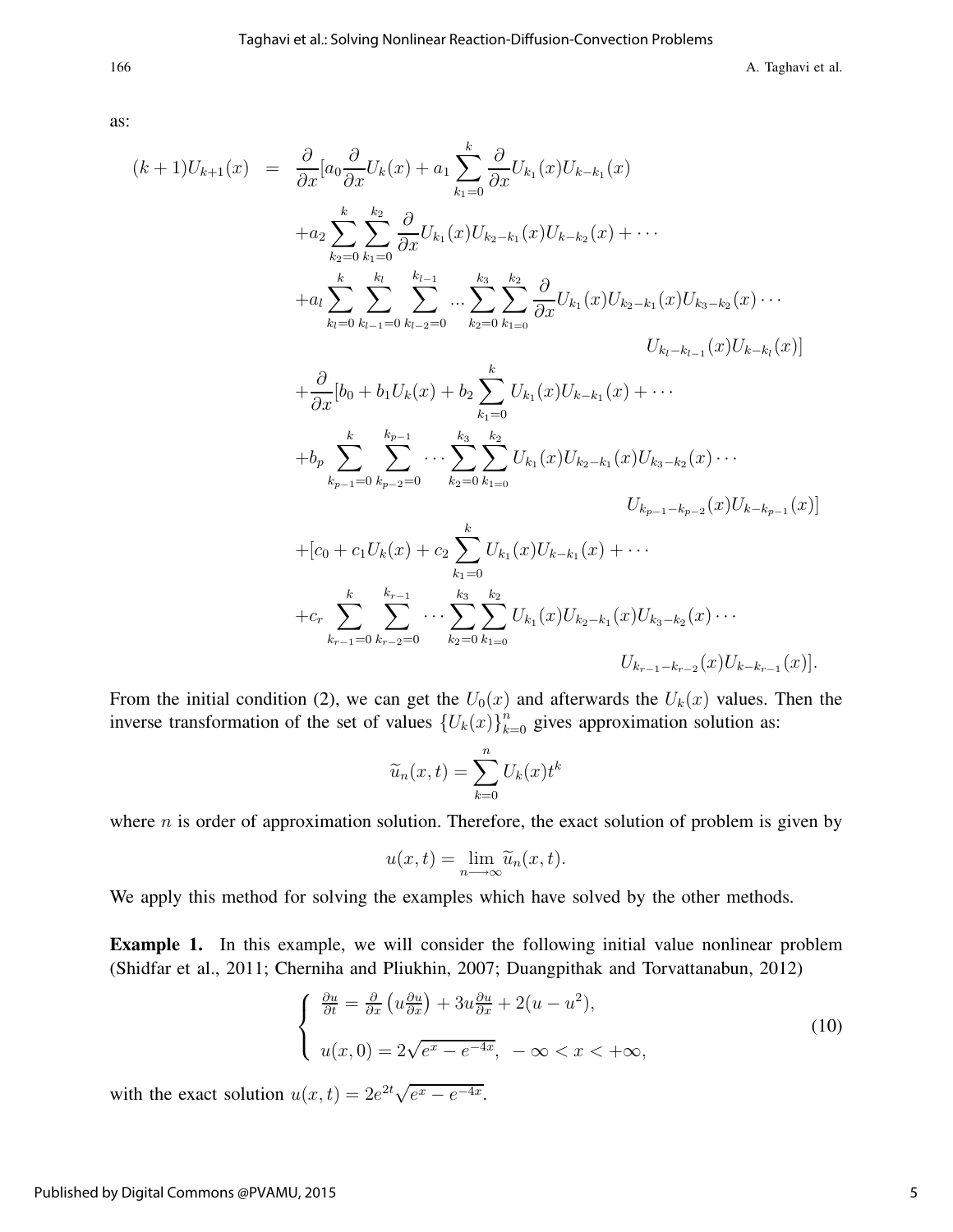as:

$$
\begin{aligned}
(k+1)U_{k+1}(x) \;=\; & \frac{\partial}{\partial x}[a_0 \frac{\partial}{\partial x} U_k(x) + a_1 \sum_{k_1=0}^{k} \frac{\partial}{\partial x} U_{k_1}(x) U_{k-k_1}(x) \\
& + a_2 \sum_{k_2=0}^{k} \sum_{k_1=0}^{k_2} \frac{\partial}{\partial x} U_{k_1}(x) U_{k_2-k_1}(x) U_{k-k_2}(x) + \cdots \\
& + a_l \sum_{k_l=0}^{k} \sum_{k_{l-1}=0}^{k_l} \sum_{k_{l-2}=0}^{k_{l-1}} \cdots \sum_{k_2=0}^{k_3} \sum_{k_1=0}^{k_2} \frac{\partial}{\partial x} U_{k_1}(x) U_{k_2-k_1}(x) U_{k_3-k_2}(x) \cdots \\
& \qquad\qquad\qquad\qquad\qquad\qquad U_{k_l-k_{l-1}}(x) U_{k-k_l}(x)] \\
& + \frac{\partial}{\partial x}[b_0 + b_1 U_k(x) + b_2 \sum_{k_1=0}^{k} U_{k_1}(x) U_{k-k_1}(x) + \cdots \\
& + b_p \sum_{k_{p-1}=0}^{k} \sum_{k_{p-2}=0}^{k_{p-1}} \cdots \sum_{k_2=0}^{k_3} \sum_{k_1=0}^{k_2} U_{k_1}(x) U_{k_2-k_1}(x) U_{k_3-k_2}(x) \cdots \\
& \qquad\qquad\qquad\qquad\qquad\qquad U_{k_{p-1}-k_{p-2}}(x) U_{k-k_{p-1}}(x)] \\
& + [c_0 + c_1 U_k(x) + c_2 \sum_{k_1=0}^{k} U_{k_1}(x) U_{k-k_1}(x) + \cdots \\
& + c_r \sum_{k_{r-1}=0}^{k} \sum_{k_{r-2}=0}^{k_{r-1}} \cdots \sum_{k_2=0}^{k_3} \sum_{k_1=0}^{k_2} U_{k_1}(x) U_{k_2-k_1}(x) U_{k_3-k_2}(x) \cdots \\
& \qquad\qquad\qquad\qquad\qquad\qquad U_{k_{r-1}-k_{r-2}}(x) U_{k-k_{r-1}}(x)].
\end{aligned}
$$

From the initial condition (2), we can get the $U_0(x)$ and afterwards the $U_k(x)$ values. Then the inverse transformation of the set of values $\{U_k(x)\}_{k=0}^{n}$ gives approximation solution as:

$$\widetilde{u}_n(x,t) = \sum_{k=0}^{n} U_k(x) t^k$$

where $n$ is order of approximation solution. Therefore, the exact solution of problem is given by

$$u(x,t) = \lim_{n \longrightarrow \infty} \widetilde{u}_n(x,t).$$

We apply this method for solving the examples which have solved by the other methods.

**Example 1.** In this example, we will consider the following initial value nonlinear problem (Shidfar et al., 2011; Cherniha and Pliukhin, 2007; Duangpithak and Torvattanabun, 2012)

$$
\begin{cases}
\frac{\partial u}{\partial t} = \frac{\partial}{\partial x}\left(u \frac{\partial u}{\partial x}\right) + 3u \frac{\partial u}{\partial x} + 2(u - u^2), \\
u(x,0) = 2\sqrt{e^x - e^{-4x}}, \;\; -\infty < x < +\infty,
\end{cases}
\tag{10}
$$

with the exact solution $u(x,t) = 2e^{2t}\sqrt{e^x - e^{-4x}}$.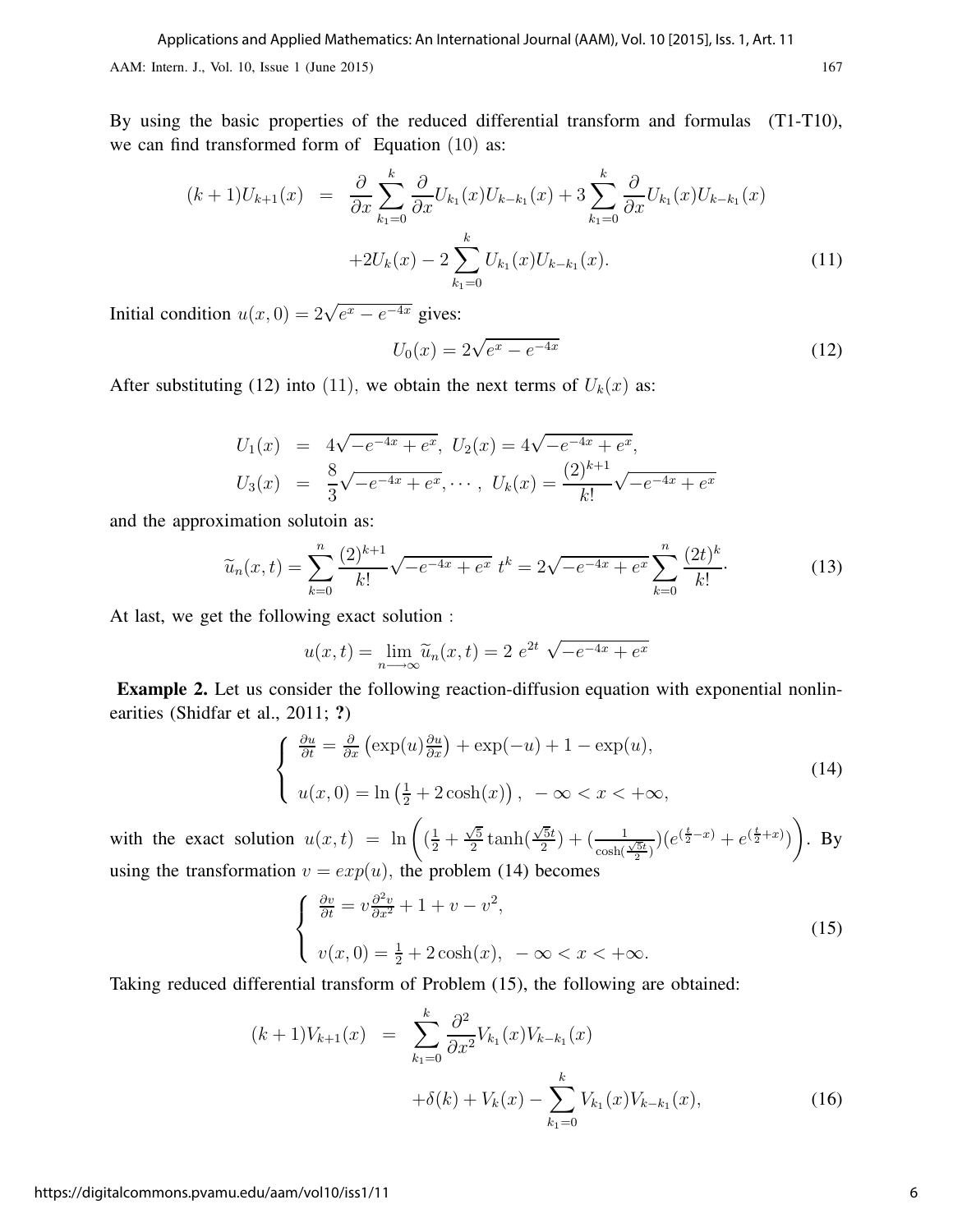By using the basic properties of the reduced differential transform and formulas (T1-T10), we can find transformed form of Equation $(10)$ as:

$$
\begin{aligned}
(k+1)U_{k+1}(x) &= \frac{\partial}{\partial x}\sum_{k_1=0}^{k}\frac{\partial}{\partial x}U_{k_1}(x)U_{k-k_1}(x) + 3\sum_{k_1=0}^{k}\frac{\partial}{\partial x}U_{k_1}(x)U_{k-k_1}(x) \\
&\quad + 2U_k(x) - 2\sum_{k_1=0}^{k}U_{k_1}(x)U_{k-k_1}(x).
\end{aligned}
\tag{11}
$$

Initial condition $u(x,0) = 2\sqrt{e^x - e^{-4x}}$ gives:

$$
U_0(x) = 2\sqrt{e^x - e^{-4x}} \tag{12}
$$

After substituting (12) into $(11)$, we obtain the next terms of $U_k(x)$ as:

$$
\begin{aligned}
U_1(x) &= 4\sqrt{-e^{-4x}+e^x},\ U_2(x) = 4\sqrt{-e^{-4x}+e^x}, \\
U_3(x) &= \frac{8}{3}\sqrt{-e^{-4x}+e^x}, \cdots,\ U_k(x) = \frac{(2)^{k+1}}{k!}\sqrt{-e^{-4x}+e^x}
\end{aligned}
$$

and the approximation solutoin as:

$$
\widetilde{u}_n(x,t) = \sum_{k=0}^{n}\frac{(2)^{k+1}}{k!}\sqrt{-e^{-4x}+e^x}\ t^k = 2\sqrt{-e^{-4x}+e^x}\sum_{k=0}^{n}\frac{(2t)^k}{k!}. \tag{13}
$$

At last, we get the following exact solution :

$$
u(x,t) = \lim_{n\longrightarrow\infty}\widetilde{u}_n(x,t) = 2\ e^{2t}\ \sqrt{-e^{-4x}+e^x}
$$

**Example 2.** Let us consider the following reaction-diffusion equation with exponential nonlinearities (Shidfar et al., 2011; **?**)

$$
\begin{cases}
\frac{\partial u}{\partial t} = \frac{\partial}{\partial x}\left(\exp(u)\frac{\partial u}{\partial x}\right) + \exp(-u) + 1 - \exp(u), \\[2ex]
u(x,0) = \ln\left(\frac{1}{2} + 2\cosh(x)\right),\ -\infty < x < +\infty,
\end{cases}
\tag{14}
$$

with the exact solution $u(x,t) = \ln\left(\left(\frac{1}{2} + \frac{\sqrt{5}}{2}\tanh(\frac{\sqrt{5}t}{2}) + (\frac{1}{\cosh(\frac{\sqrt{5}t}{2})}\right)(e^{(\frac{t}{2}-x)} + e^{(\frac{t}{2}+x)})\right)$. By using the transformation $v = exp(u)$, the problem (14) becomes

$$
\begin{cases}
\frac{\partial v}{\partial t} = v\frac{\partial^2 v}{\partial x^2} + 1 + v - v^2, \\[2ex]
v(x,0) = \frac{1}{2} + 2\cosh(x),\ -\infty < x < +\infty.
\end{cases}
\tag{15}
$$

Taking reduced differential transform of Problem (15), the following are obtained:

$$
\begin{aligned}
(k+1)V_{k+1}(x) &= \sum_{k_1=0}^{k}\frac{\partial^2}{\partial x^2}V_{k_1}(x)V_{k-k_1}(x) \\
&\quad + \delta(k) + V_k(x) - \sum_{k_1=0}^{k}V_{k_1}(x)V_{k-k_1}(x),
\end{aligned}
\tag{16}
$$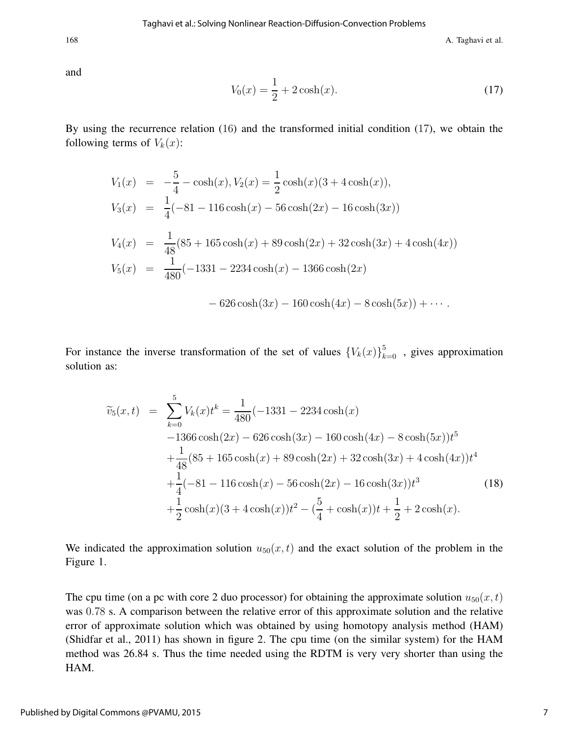and

$$V_0(x) = \frac{1}{2} + 2\cosh(x). \tag{17}$$

By using the recurrence relation (16) and the transformed initial condition (17), we obtain the following terms of $V_k(x)$:

$$\begin{aligned}
V_1(x) &= -\frac{5}{4} - \cosh(x), V_2(x) = \frac{1}{2}\cosh(x)(3 + 4\cosh(x)), \\
V_3(x) &= \frac{1}{4}(-81 - 116\cosh(x) - 56\cosh(2x) - 16\cosh(3x)) \\
V_4(x) &= \frac{1}{48}(85 + 165\cosh(x) + 89\cosh(2x) + 32\cosh(3x) + 4\cosh(4x)) \\
V_5(x) &= \frac{1}{480}(-1331 - 2234\cosh(x) - 1366\cosh(2x) \\
&\qquad - 626\cosh(3x) - 160\cosh(4x) - 8\cosh(5x)) + \cdots .
\end{aligned}$$

For instance the inverse transformation of the set of values $\{V_k(x)\}_{k=0}^{5}$ , gives approximation solution as:

$$\begin{aligned}
\widetilde{v}_5(x,t) &= \sum_{k=0}^{5} V_k(x)t^k = \frac{1}{480}(-1331 - 2234\cosh(x) \\
&\quad -1366\cosh(2x) - 626\cosh(3x) - 160\cosh(4x) - 8\cosh(5x))t^5 \\
&\quad +\frac{1}{48}(85 + 165\cosh(x) + 89\cosh(2x) + 32\cosh(3x) + 4\cosh(4x))t^4 \\
&\quad +\frac{1}{4}(-81 - 116\cosh(x) - 56\cosh(2x) - 16\cosh(3x))t^3 \\
&\quad +\frac{1}{2}\cosh(x)(3 + 4\cosh(x))t^2 - (\frac{5}{4} + \cosh(x))t + \frac{1}{2} + 2\cosh(x).
\end{aligned} \tag{18}$$

We indicated the approximation solution $u_{50}(x,t)$ and the exact solution of the problem in the Figure 1.

The cpu time (on a pc with core 2 duo processor) for obtaining the approximate solution $u_{50}(x,t)$ was $0.78$ s. A comparison between the relative error of this approximate solution and the relative error of approximate solution which was obtained by using homotopy analysis method (HAM) (Shidfar et al., 2011) has shown in figure 2. The cpu time (on the similar system) for the HAM method was 26.84 s. Thus the time needed using the RDTM is very very shorter than using the HAM.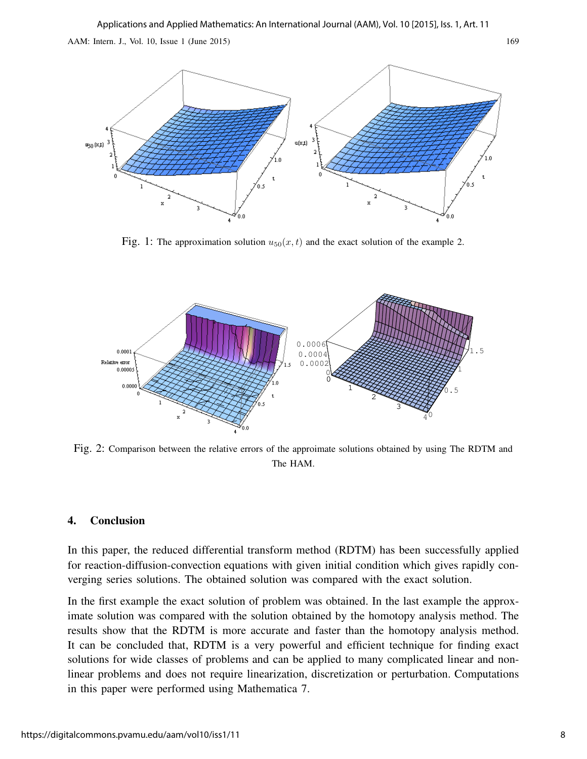Fig. 1: The approximation solution $u_{50}(x,t)$ and the exact solution of the example 2.

Fig. 2: Comparison between the relative errors of the appromate solutions obtained by using The RDTM and The HAM.

## 4. Conclusion

In this paper, the reduced differential transform method (RDTM) has been successfully applied for reaction-diffusion-convection equations with given initial condition which gives rapidly converging series solutions. The obtained solution was compared with the exact solution.

In the first example the exact solution of problem was obtained. In the last example the approximate solution was compared with the solution obtained by the homotopy analysis method. The results show that the RDTM is more accurate and faster than the homotopy analysis method. It can be concluded that, RDTM is a very powerful and efficient technique for finding exact solutions for wide classes of problems and can be applied to many complicated linear and non-linear problems and does not require linearization, discretization or perturbation. Computations in this paper were performed using Mathematica 7.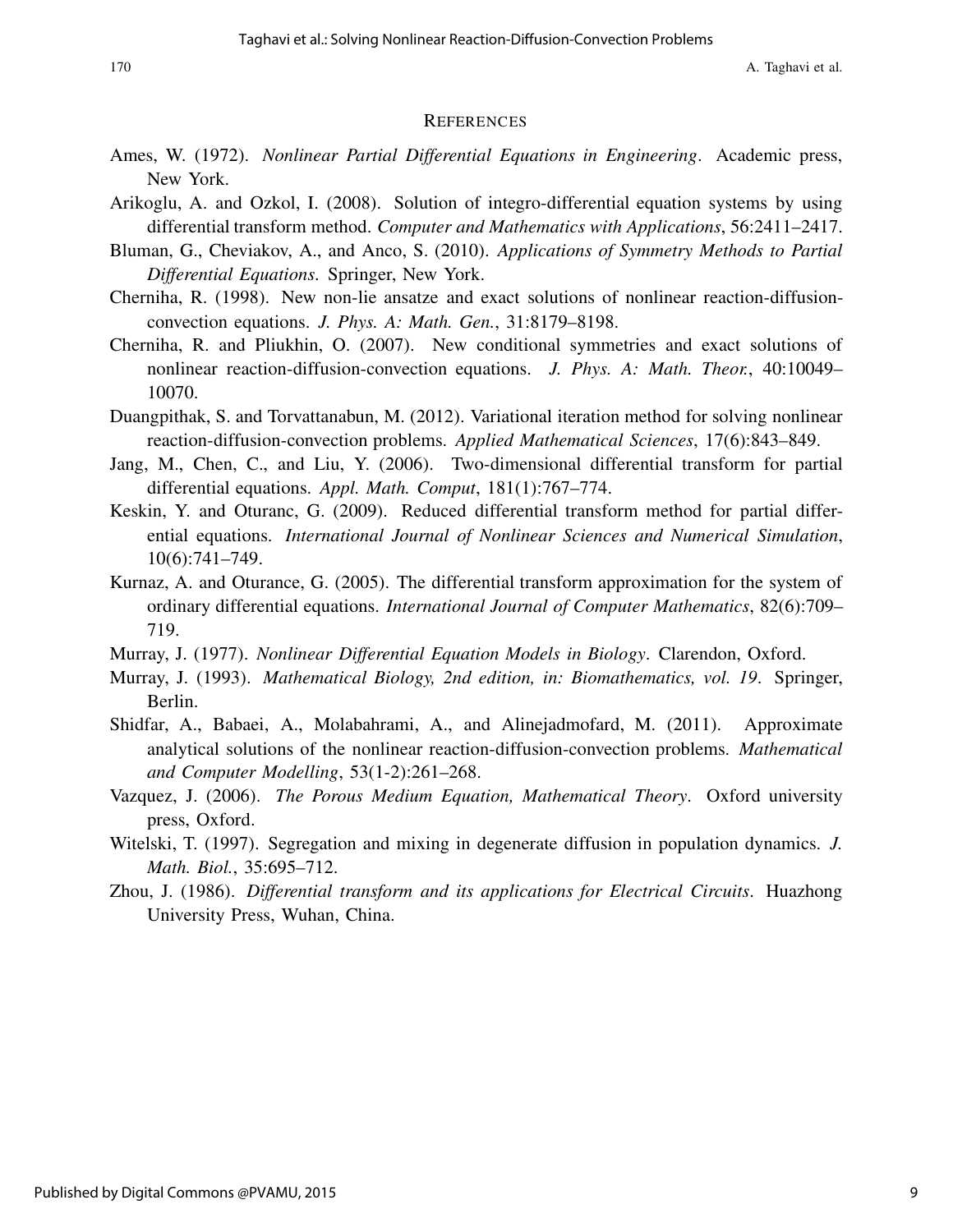## REFERENCES

Ames, W. (1972). *Nonlinear Partial Differential Equations in Engineering*. Academic press, New York.

Arikoglu, A. and Ozkol, I. (2008). Solution of integro-differential equation systems by using differential transform method. *Computer and Mathematics with Applications*, 56:2411–2417.

Bluman, G., Cheviakov, A., and Anco, S. (2010). *Applications of Symmetry Methods to Partial Differential Equations*. Springer, New York.

Cherniha, R. (1998). New non-lie ansatze and exact solutions of nonlinear reaction-diffusion-convection equations. *J. Phys. A: Math. Gen.*, 31:8179–8198.

Cherniha, R. and Pliukhin, O. (2007). New conditional symmetries and exact solutions of nonlinear reaction-diffusion-convection equations. *J. Phys. A: Math. Theor.*, 40:10049–10070.

Duangpithak, S. and Torvattanabun, M. (2012). Variational iteration method for solving nonlinear reaction-diffusion-convection problems. *Applied Mathematical Sciences*, 17(6):843–849.

Jang, M., Chen, C., and Liu, Y. (2006). Two-dimensional differential transform for partial differential equations. *Appl. Math. Comput*, 181(1):767–774.

Keskin, Y. and Oturanc, G. (2009). Reduced differential transform method for partial differential equations. *International Journal of Nonlinear Sciences and Numerical Simulation*, 10(6):741–749.

Kurnaz, A. and Oturance, G. (2005). The differential transform approximation for the system of ordinary differential equations. *International Journal of Computer Mathematics*, 82(6):709–719.

Murray, J. (1977). *Nonlinear Differential Equation Models in Biology*. Clarendon, Oxford.

Murray, J. (1993). *Mathematical Biology, 2nd edition, in: Biomathematics, vol. 19*. Springer, Berlin.

Shidfar, A., Babaei, A., Molabahrami, A., and Alinejadmofard, M. (2011). Approximate analytical solutions of the nonlinear reaction-diffusion-convection problems. *Mathematical and Computer Modelling*, 53(1-2):261–268.

Vazquez, J. (2006). *The Porous Medium Equation, Mathematical Theory*. Oxford university press, Oxford.

Witelski, T. (1997). Segregation and mixing in degenerate diffusion in population dynamics. *J. Math. Biol.*, 35:695–712.

Zhou, J. (1986). *Differential transform and its applications for Electrical Circuits*. Huazhong University Press, Wuhan, China.